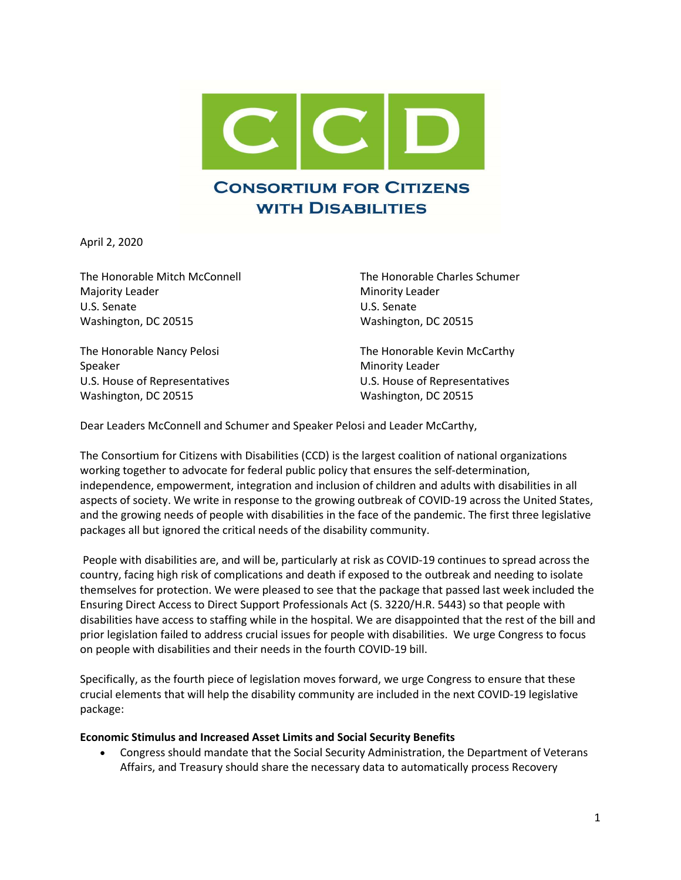# CCD

## Consortium for Citizens with Disabilities

April 2, 2020

The Honorable Mitch McConnell
Majority Leader
U.S. Senate
Washington, DC 20515

The Honorable Charles Schumer
Minority Leader
U.S. Senate
Washington, DC 20515

The Honorable Nancy Pelosi
Speaker
U.S. House of Representatives
Washington, DC 20515

The Honorable Kevin McCarthy
Minority Leader
U.S. House of Representatives
Washington, DC 20515

Dear Leaders McConnell and Schumer and Speaker Pelosi and Leader McCarthy,

The Consortium for Citizens with Disabilities (CCD) is the largest coalition of national organizations working together to advocate for federal public policy that ensures the self-determination, independence, empowerment, integration and inclusion of children and adults with disabilities in all aspects of society. We write in response to the growing outbreak of COVID-19 across the United States, and the growing needs of people with disabilities in the face of the pandemic. The first three legislative packages all but ignored the critical needs of the disability community.

People with disabilities are, and will be, particularly at risk as COVID-19 continues to spread across the country, facing high risk of complications and death if exposed to the outbreak and needing to isolate themselves for protection. We were pleased to see that the package that passed last week included the Ensuring Direct Access to Direct Support Professionals Act (S. 3220/H.R. 5443) so that people with disabilities have access to staffing while in the hospital. We are disappointed that the rest of the bill and prior legislation failed to address crucial issues for people with disabilities. We urge Congress to focus on people with disabilities and their needs in the fourth COVID-19 bill.

Specifically, as the fourth piece of legislation moves forward, we urge Congress to ensure that these crucial elements that will help the disability community are included in the next COVID-19 legislative package:

**Economic Stimulus and Increased Asset Limits and Social Security Benefits**

- Congress should mandate that the Social Security Administration, the Department of Veterans Affairs, and Treasury should share the necessary data to automatically process Recovery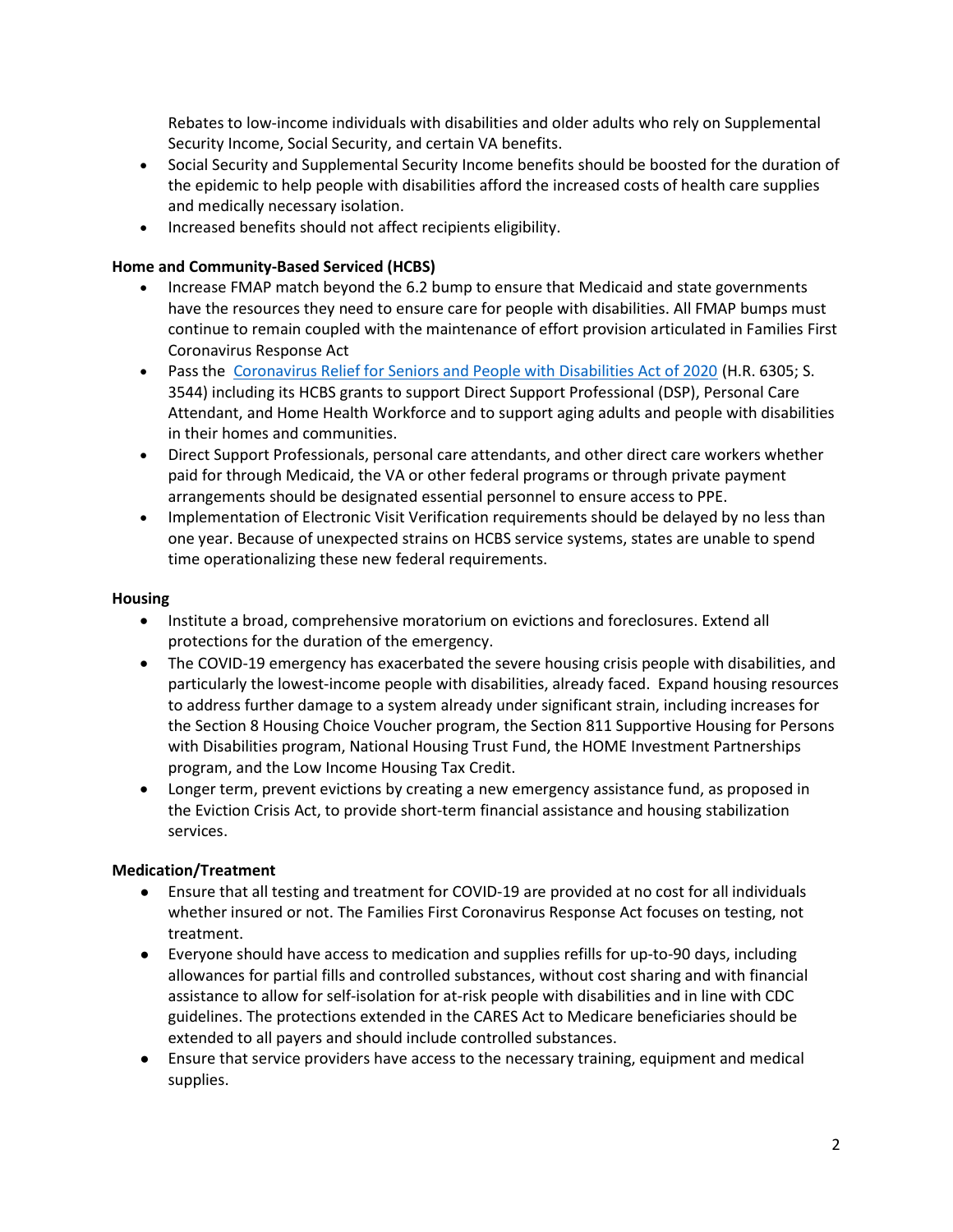Rebates to low-income individuals with disabilities and older adults who rely on Supplemental Security Income, Social Security, and certain VA benefits.

- Social Security and Supplemental Security Income benefits should be boosted for the duration of the epidemic to help people with disabilities afford the increased costs of health care supplies and medically necessary isolation.
- Increased benefits should not affect recipients eligibility.

**Home and Community-Based Serviced (HCBS)**

- Increase FMAP match beyond the 6.2 bump to ensure that Medicaid and state governments have the resources they need to ensure care for people with disabilities. All FMAP bumps must continue to remain coupled with the maintenance of effort provision articulated in Families First Coronavirus Response Act
- Pass the [Coronavirus Relief for Seniors and People with Disabilities Act of 2020](Coronavirus Relief for Seniors and People with Disabilities Act of 2020) (H.R. 6305; S. 3544) including its HCBS grants to support Direct Support Professional (DSP), Personal Care Attendant, and Home Health Workforce and to support aging adults and people with disabilities in their homes and communities.
- Direct Support Professionals, personal care attendants, and other direct care workers whether paid for through Medicaid, the VA or other federal programs or through private payment arrangements should be designated essential personnel to ensure access to PPE.
- Implementation of Electronic Visit Verification requirements should be delayed by no less than one year. Because of unexpected strains on HCBS service systems, states are unable to spend time operationalizing these new federal requirements.

**Housing**

- Institute a broad, comprehensive moratorium on evictions and foreclosures. Extend all protections for the duration of the emergency.
- The COVID-19 emergency has exacerbated the severe housing crisis people with disabilities, and particularly the lowest-income people with disabilities, already faced. Expand housing resources to address further damage to a system already under significant strain, including increases for the Section 8 Housing Choice Voucher program, the Section 811 Supportive Housing for Persons with Disabilities program, National Housing Trust Fund, the HOME Investment Partnerships program, and the Low Income Housing Tax Credit.
- Longer term, prevent evictions by creating a new emergency assistance fund, as proposed in the Eviction Crisis Act, to provide short-term financial assistance and housing stabilization services.

**Medication/Treatment**

- Ensure that all testing and treatment for COVID-19 are provided at no cost for all individuals whether insured or not. The Families First Coronavirus Response Act focuses on testing, not treatment.
- Everyone should have access to medication and supplies refills for up-to-90 days, including allowances for partial fills and controlled substances, without cost sharing and with financial assistance to allow for self-isolation for at-risk people with disabilities and in line with CDC guidelines. The protections extended in the CARES Act to Medicare beneficiaries should be extended to all payers and should include controlled substances.
- Ensure that service providers have access to the necessary training, equipment and medical supplies.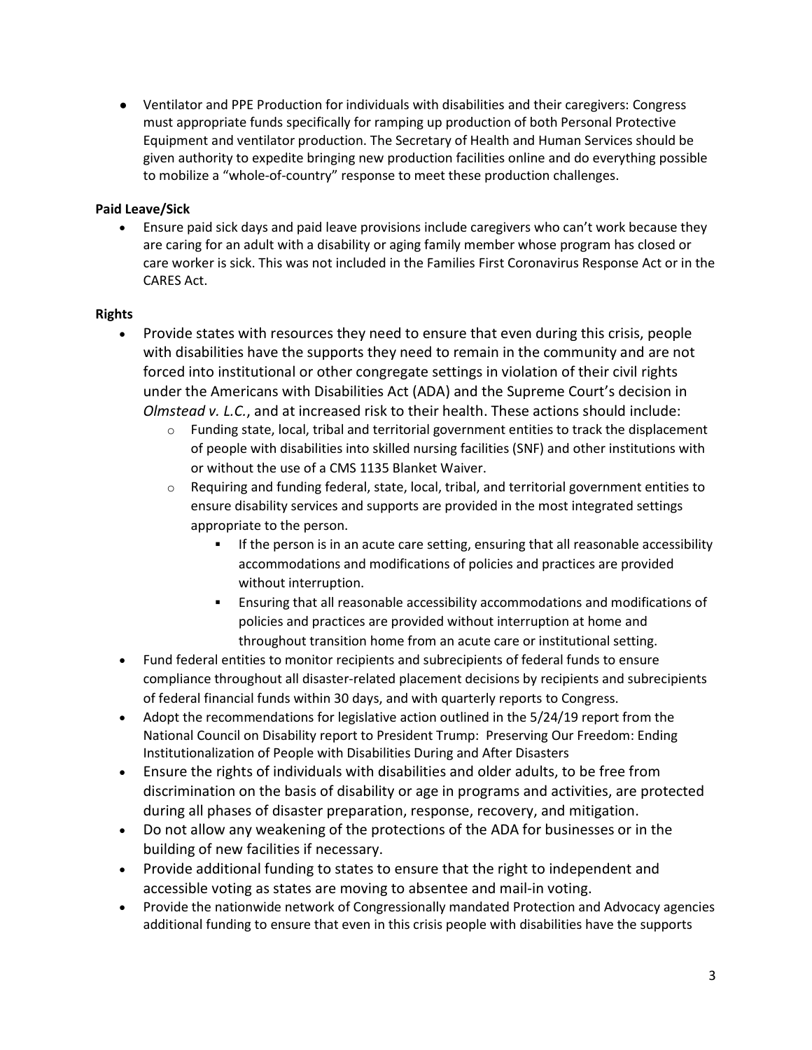- Ventilator and PPE Production for individuals with disabilities and their caregivers: Congress must appropriate funds specifically for ramping up production of both Personal Protective Equipment and ventilator production. The Secretary of Health and Human Services should be given authority to expedite bringing new production facilities online and do everything possible to mobilize a "whole-of-country" response to meet these production challenges.

**Paid Leave/Sick**

- Ensure paid sick days and paid leave provisions include caregivers who can't work because they are caring for an adult with a disability or aging family member whose program has closed or care worker is sick. This was not included in the Families First Coronavirus Response Act or in the CARES Act.

**Rights**

- Provide states with resources they need to ensure that even during this crisis, people with disabilities have the supports they need to remain in the community and are not forced into institutional or other congregate settings in violation of their civil rights under the Americans with Disabilities Act (ADA) and the Supreme Court's decision in *Olmstead v. L.C.*, and at increased risk to their health. These actions should include:
  - Funding state, local, tribal and territorial government entities to track the displacement of people with disabilities into skilled nursing facilities (SNF) and other institutions with or without the use of a CMS 1135 Blanket Waiver.
  - Requiring and funding federal, state, local, tribal, and territorial government entities to ensure disability services and supports are provided in the most integrated settings appropriate to the person.
    - If the person is in an acute care setting, ensuring that all reasonable accessibility accommodations and modifications of policies and practices are provided without interruption.
    - Ensuring that all reasonable accessibility accommodations and modifications of policies and practices are provided without interruption at home and throughout transition home from an acute care or institutional setting.
- Fund federal entities to monitor recipients and subrecipients of federal funds to ensure compliance throughout all disaster-related placement decisions by recipients and subrecipients of federal financial funds within 30 days, and with quarterly reports to Congress.
- Adopt the recommendations for legislative action outlined in the 5/24/19 report from the National Council on Disability report to President Trump: Preserving Our Freedom: Ending Institutionalization of People with Disabilities During and After Disasters
- Ensure the rights of individuals with disabilities and older adults, to be free from discrimination on the basis of disability or age in programs and activities, are protected during all phases of disaster preparation, response, recovery, and mitigation.
- Do not allow any weakening of the protections of the ADA for businesses or in the building of new facilities if necessary.
- Provide additional funding to states to ensure that the right to independent and accessible voting as states are moving to absentee and mail-in voting.
- Provide the nationwide network of Congressionally mandated Protection and Advocacy agencies additional funding to ensure that even in this crisis people with disabilities have the supports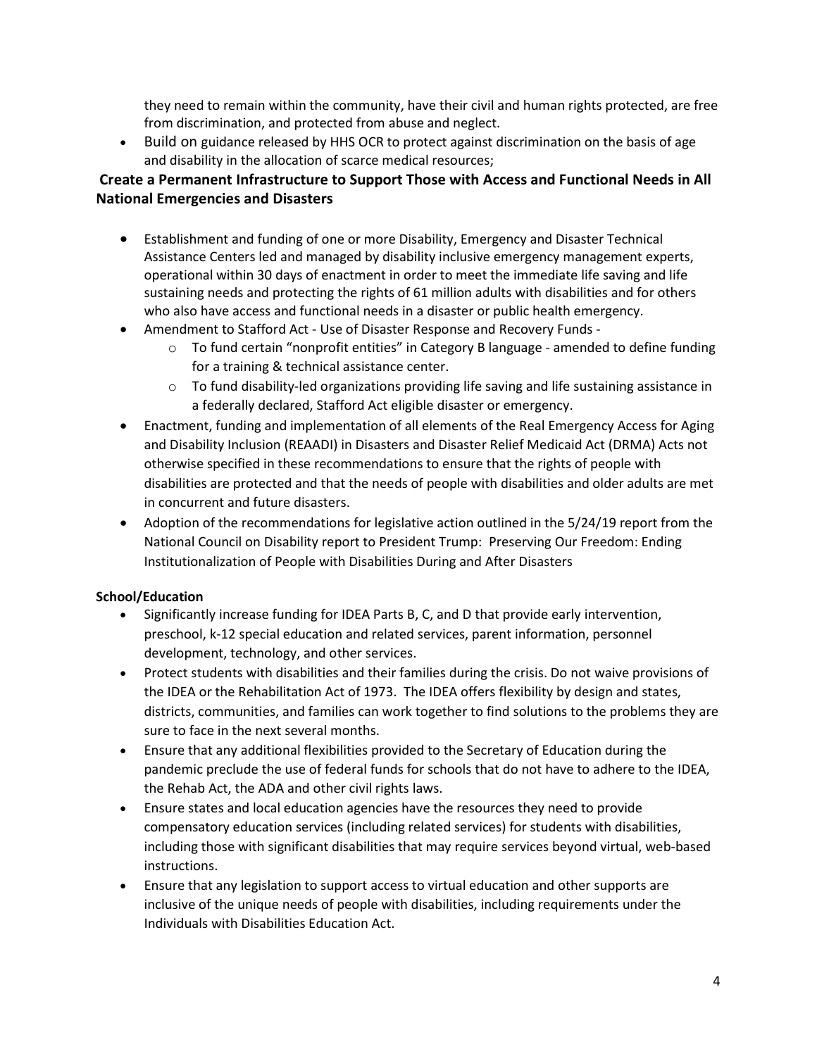they need to remain within the community, have their civil and human rights protected, are free from discrimination, and protected from abuse and neglect.

- Build on guidance released by HHS OCR to protect against discrimination on the basis of age and disability in the allocation of scarce medical resources;

**Create a Permanent Infrastructure to Support Those with Access and Functional Needs in All National Emergencies and Disasters**

- Establishment and funding of one or more Disability, Emergency and Disaster Technical Assistance Centers led and managed by disability inclusive emergency management experts, operational within 30 days of enactment in order to meet the immediate life saving and life sustaining needs and protecting the rights of 61 million adults with disabilities and for others who also have access and functional needs in a disaster or public health emergency.
- Amendment to Stafford Act - Use of Disaster Response and Recovery Funds -
  - To fund certain "nonprofit entities" in Category B language - amended to define funding for a training & technical assistance center.
  - To fund disability-led organizations providing life saving and life sustaining assistance in a federally declared, Stafford Act eligible disaster or emergency.
- Enactment, funding and implementation of all elements of the Real Emergency Access for Aging and Disability Inclusion (REAADI) in Disasters and Disaster Relief Medicaid Act (DRMA) Acts not otherwise specified in these recommendations to ensure that the rights of people with disabilities are protected and that the needs of people with disabilities and older adults are met in concurrent and future disasters.
- Adoption of the recommendations for legislative action outlined in the 5/24/19 report from the National Council on Disability report to President Trump: Preserving Our Freedom: Ending Institutionalization of People with Disabilities During and After Disasters

**School/Education**

- Significantly increase funding for IDEA Parts B, C, and D that provide early intervention, preschool, k-12 special education and related services, parent information, personnel development, technology, and other services.
- Protect students with disabilities and their families during the crisis. Do not waive provisions of the IDEA or the Rehabilitation Act of 1973. The IDEA offers flexibility by design and states, districts, communities, and families can work together to find solutions to the problems they are sure to face in the next several months.
- Ensure that any additional flexibilities provided to the Secretary of Education during the pandemic preclude the use of federal funds for schools that do not have to adhere to the IDEA, the Rehab Act, the ADA and other civil rights laws.
- Ensure states and local education agencies have the resources they need to provide compensatory education services (including related services) for students with disabilities, including those with significant disabilities that may require services beyond virtual, web-based instructions.
- Ensure that any legislation to support access to virtual education and other supports are inclusive of the unique needs of people with disabilities, including requirements under the Individuals with Disabilities Education Act.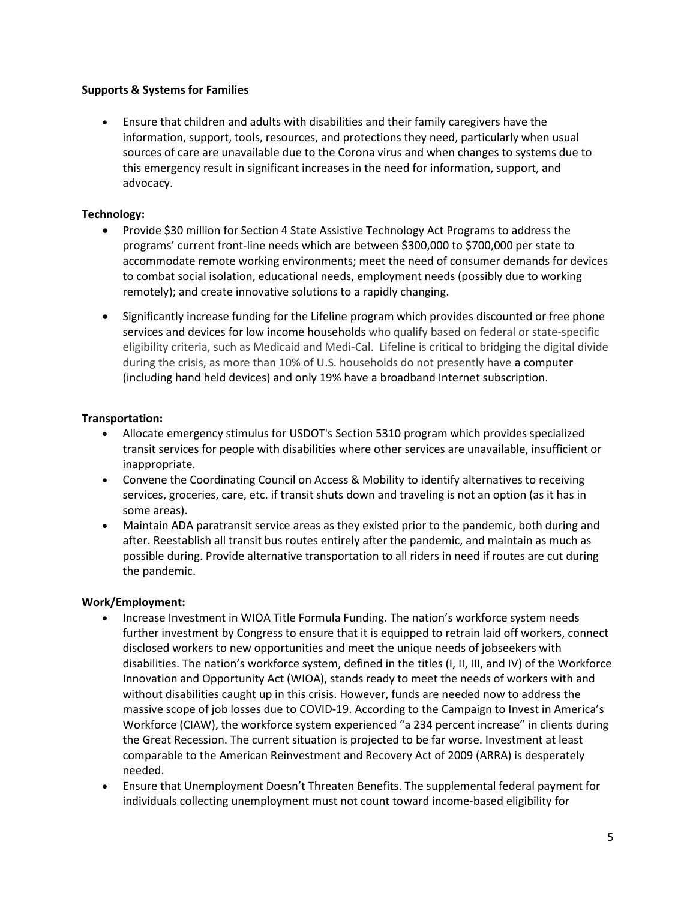**Supports & Systems for Families**

- Ensure that children and adults with disabilities and their family caregivers have the information, support, tools, resources, and protections they need, particularly when usual sources of care are unavailable due to the Corona virus and when changes to systems due to this emergency result in significant increases in the need for information, support, and advocacy.

**Technology:**

- Provide $30 million for Section 4 State Assistive Technology Act Programs to address the programs' current front-line needs which are between $300,000 to $700,000 per state to accommodate remote working environments; meet the need of consumer demands for devices to combat social isolation, educational needs, employment needs (possibly due to working remotely); and create innovative solutions to a rapidly changing.
- Significantly increase funding for the Lifeline program which provides discounted or free phone services and devices for low income households who qualify based on federal or state-specific eligibility criteria, such as Medicaid and Medi-Cal. Lifeline is critical to bridging the digital divide during the crisis, as more than 10% of U.S. households do not presently have a computer (including hand held devices) and only 19% have a broadband Internet subscription.

**Transportation:**

- Allocate emergency stimulus for USDOT's Section 5310 program which provides specialized transit services for people with disabilities where other services are unavailable, insufficient or inappropriate.
- Convene the Coordinating Council on Access & Mobility to identify alternatives to receiving services, groceries, care, etc. if transit shuts down and traveling is not an option (as it has in some areas).
- Maintain ADA paratransit service areas as they existed prior to the pandemic, both during and after. Reestablish all transit bus routes entirely after the pandemic, and maintain as much as possible during. Provide alternative transportation to all riders in need if routes are cut during the pandemic.

**Work/Employment:**

- Increase Investment in WIOA Title Formula Funding. The nation's workforce system needs further investment by Congress to ensure that it is equipped to retrain laid off workers, connect disclosed workers to new opportunities and meet the unique needs of jobseekers with disabilities. The nation's workforce system, defined in the titles (I, II, III, and IV) of the Workforce Innovation and Opportunity Act (WIOA), stands ready to meet the needs of workers with and without disabilities caught up in this crisis. However, funds are needed now to address the massive scope of job losses due to COVID-19. According to the Campaign to Invest in America's Workforce (CIAW), the workforce system experienced "a 234 percent increase" in clients during the Great Recession. The current situation is projected to be far worse. Investment at least comparable to the American Reinvestment and Recovery Act of 2009 (ARRA) is desperately needed.
- Ensure that Unemployment Doesn't Threaten Benefits. The supplemental federal payment for individuals collecting unemployment must not count toward income-based eligibility for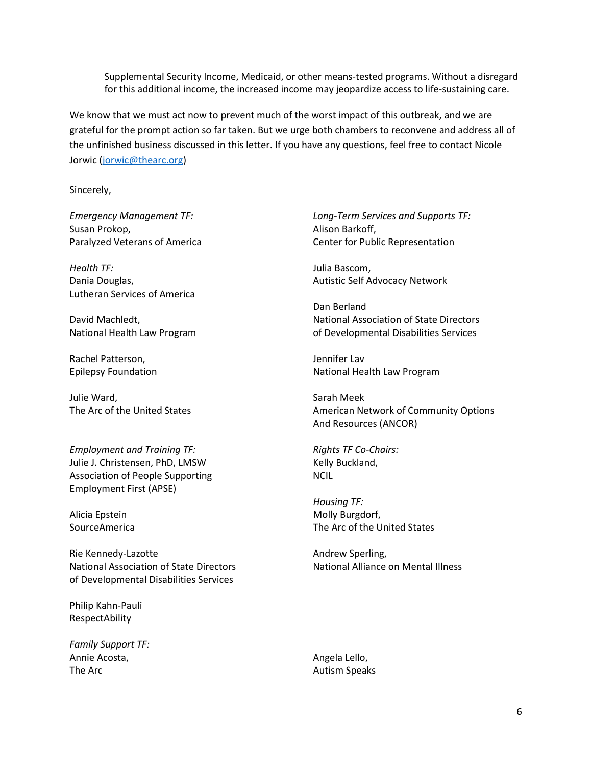Supplemental Security Income, Medicaid, or other means-tested programs. Without a disregard for this additional income, the increased income may jeopardize access to life-sustaining care.

We know that we must act now to prevent much of the worst impact of this outbreak, and we are grateful for the prompt action so far taken. But we urge both chambers to reconvene and address all of the unfinished business discussed in this letter. If you have any questions, feel free to contact Nicole Jorwic ([jorwic@thearc.org](mailto:jorwic@thearc.org))

Sincerely,

*Emergency Management TF:*
Susan Prokop,
Paralyzed Veterans of America

*Health TF:*
Dania Douglas,
Lutheran Services of America

David Machledt,
National Health Law Program

Rachel Patterson,
Epilepsy Foundation

Julie Ward,
The Arc of the United States

*Employment and Training TF:*
Julie J. Christensen, PhD, LMSW
Association of People Supporting Employment First (APSE)

Alicia Epstein
SourceAmerica

Rie Kennedy-Lazotte
National Association of State Directors of Developmental Disabilities Services

Philip Kahn-Pauli
RespectAbility

*Family Support TF:*
Annie Acosta,
The Arc

Angela Lello,
Autism Speaks

*Long-Term Services and Supports TF:*
Alison Barkoff,
Center for Public Representation

Julia Bascom,
Autistic Self Advocacy Network

Dan Berland
National Association of State Directors of Developmental Disabilities Services

Jennifer Lav
National Health Law Program

Sarah Meek
American Network of Community Options And Resources (ANCOR)

*Rights TF Co-Chairs:*
Kelly Buckland,
NCIL

*Housing TF:*
Molly Burgdorf,
The Arc of the United States

Andrew Sperling,
National Alliance on Mental Illness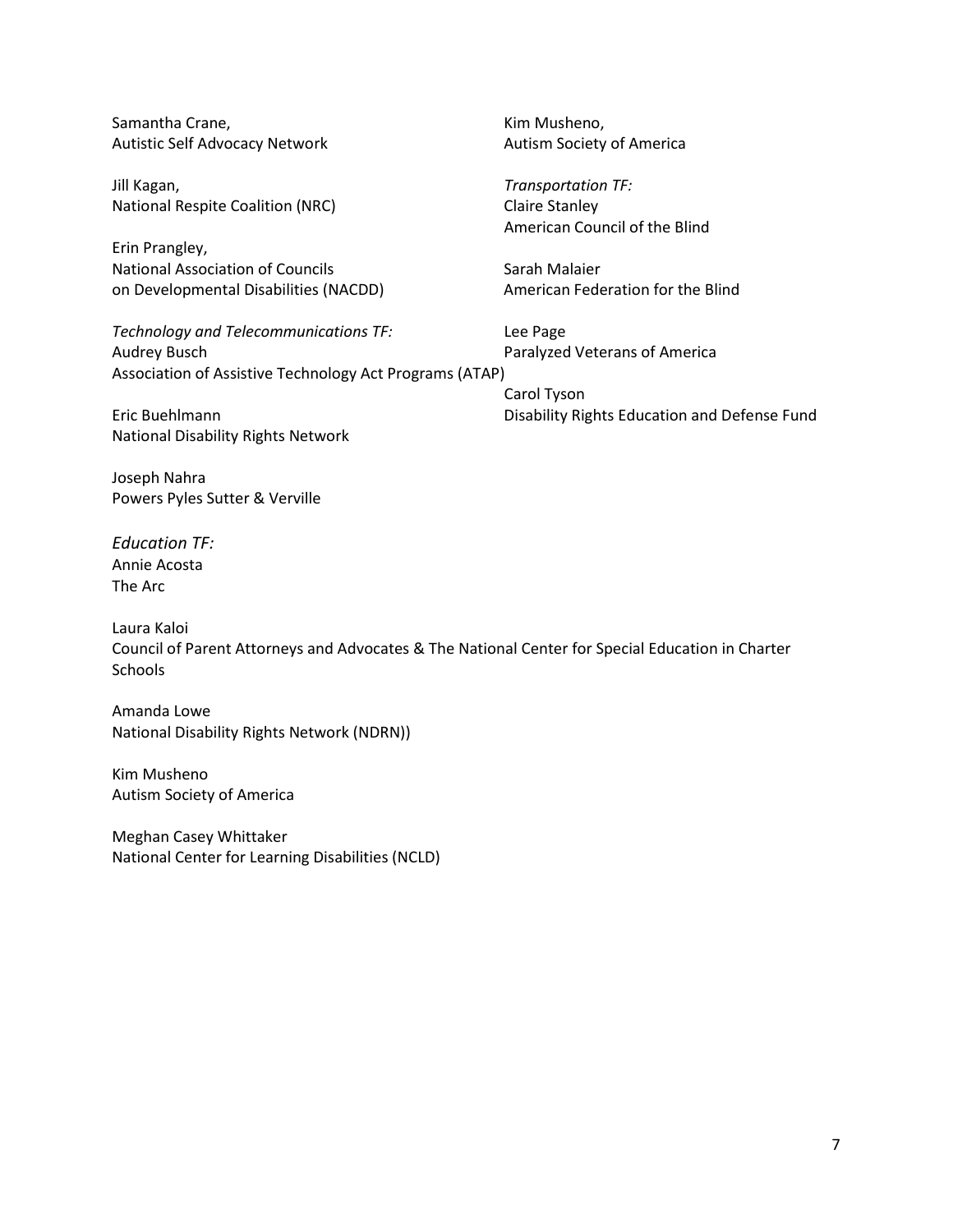Samantha Crane,
Autistic Self Advocacy Network

Jill Kagan,
National Respite Coalition (NRC)

Erin Prangley,
National Association of Councils
on Developmental Disabilities (NACDD)

*Technology and Telecommunications TF:*
Audrey Busch
Association of Assistive Technology Act Programs (ATAP)

Eric Buehlmann
National Disability Rights Network

Joseph Nahra
Powers Pyles Sutter & Verville

*Education TF:*
Annie Acosta
The Arc

Laura Kaloi
Council of Parent Attorneys and Advocates & The National Center for Special Education in Charter Schools

Amanda Lowe
National Disability Rights Network (NDRN))

Kim Musheno
Autism Society of America

Meghan Casey Whittaker
National Center for Learning Disabilities (NCLD)

Kim Musheno,
Autism Society of America

*Transportation TF:*
Claire Stanley
American Council of the Blind

Sarah Malaier
American Federation for the Blind

Lee Page
Paralyzed Veterans of America

Carol Tyson
Disability Rights Education and Defense Fund